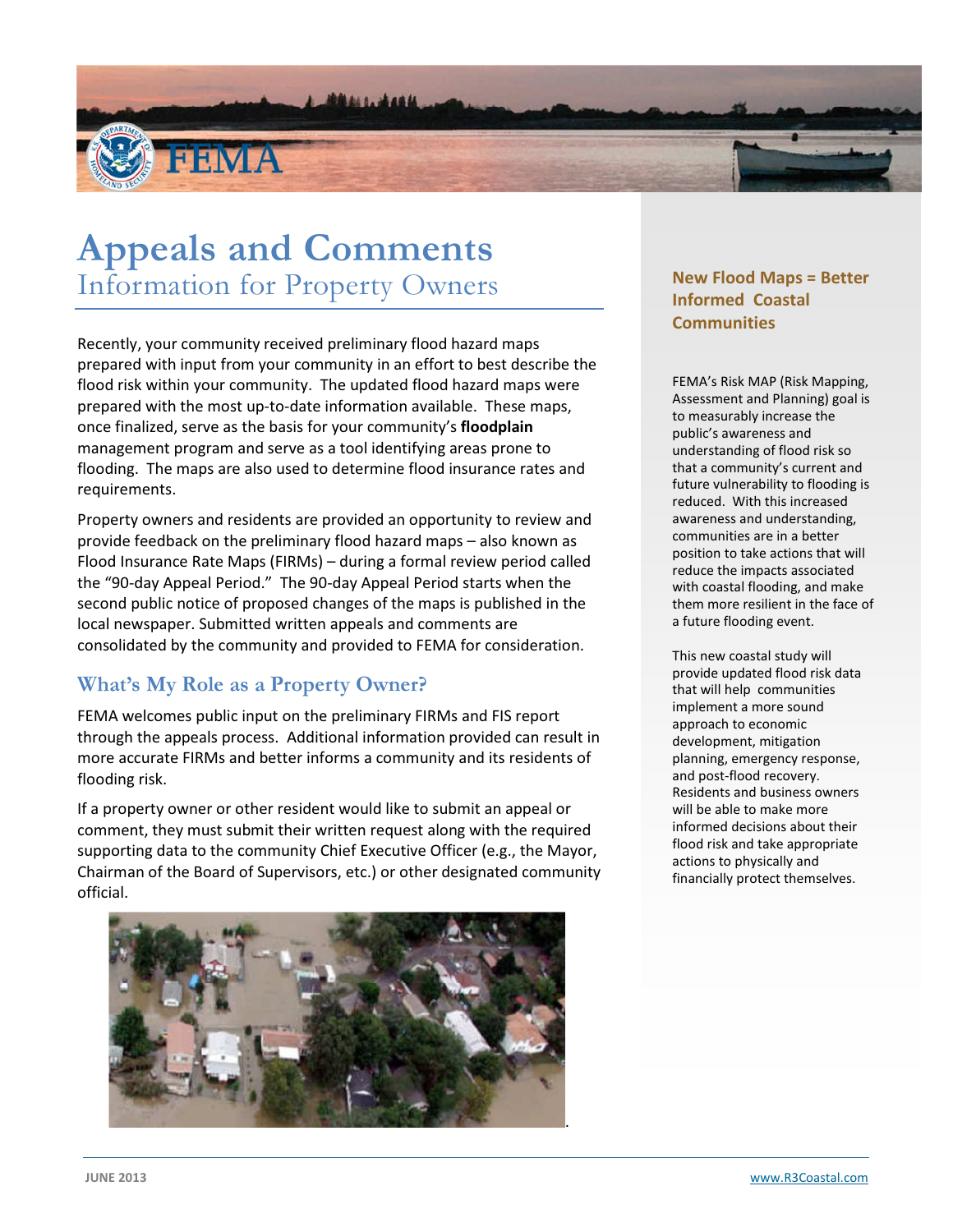# Appeals and Comments

## Information for Property Owners

Recently, your community received preliminary flood hazard maps prepared with input from your community in an effort to best describe the flood risk within your community. The updated flood hazard maps were prepared with the most up-to-date information available. These maps, once finalized, serve as the basis for your community's **floodplain** management program and serve as a tool identifying areas prone to flooding. The maps are also used to determine flood insurance rates and requirements.

Property owners and residents are provided an opportunity to review and provide feedback on the preliminary flood hazard maps – also known as Flood Insurance Rate Maps (FIRMs) – during a formal review period called the "90-day Appeal Period." The 90-day Appeal Period starts when the second public notice of proposed changes of the maps is published in the local newspaper. Submitted written appeals and comments are consolidated by the community and provided to FEMA for consideration.

### What's My Role as a Property Owner?

FEMA welcomes public input on the preliminary FIRMs and FIS report through the appeals process. Additional information provided can result in more accurate FIRMs and better informs a community and its residents of flooding risk.

If a property owner or other resident would like to submit an appeal or comment, they must submit their written request along with the required supporting data to the community Chief Executive Officer (e.g., the Mayor, Chairman of the Board of Supervisors, etc.) or other designated community official.

### New Flood Maps = Better Informed Coastal Communities

FEMA's Risk MAP (Risk Mapping, Assessment and Planning) goal is to measurably increase the public's awareness and understanding of flood risk so that a community's current and future vulnerability to flooding is reduced. With this increased awareness and understanding, communities are in a better position to take actions that will reduce the impacts associated with coastal flooding, and make them more resilient in the face of a future flooding event.

This new coastal study will provide updated flood risk data that will help communities implement a more sound approach to economic development, mitigation planning, emergency response, and post-flood recovery. Residents and business owners will be able to make more informed decisions about their flood risk and take appropriate actions to physically and financially protect themselves.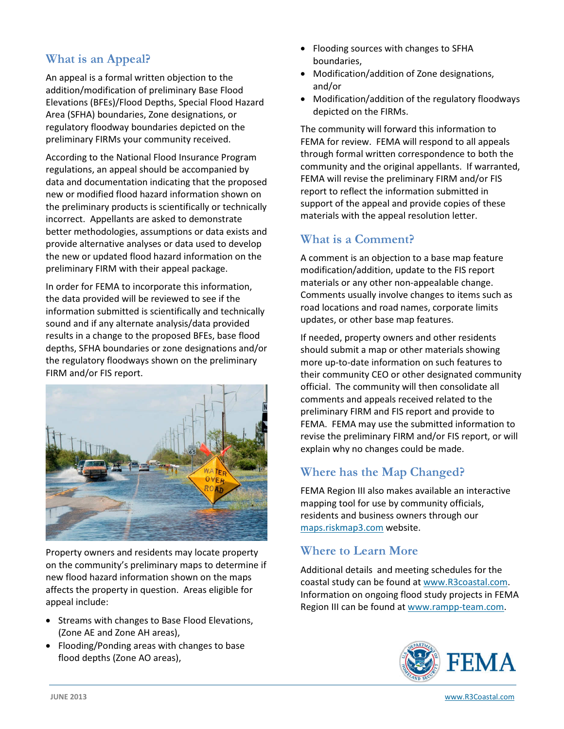## What is an Appeal?

An appeal is a formal written objection to the addition/modification of preliminary Base Flood Elevations (BFEs)/Flood Depths, Special Flood Hazard Area (SFHA) boundaries, Zone designations, or regulatory floodway boundaries depicted on the preliminary FIRMs your community received.

According to the National Flood Insurance Program regulations, an appeal should be accompanied by data and documentation indicating that the proposed new or modified flood hazard information shown on the preliminary products is scientifically or technically incorrect. Appellants are asked to demonstrate better methodologies, assumptions or data exists and provide alternative analyses or data used to develop the new or updated flood hazard information on the preliminary FIRM with their appeal package.

In order for FEMA to incorporate this information, the data provided will be reviewed to see if the information submitted is scientifically and technically sound and if any alternate analysis/data provided results in a change to the proposed BFEs, base flood depths, SFHA boundaries or zone designations and/or the regulatory floodways shown on the preliminary FIRM and/or FIS report.

Property owners and residents may locate property on the community's preliminary maps to determine if new flood hazard information shown on the maps affects the property in question. Areas eligible for appeal include:

- Streams with changes to Base Flood Elevations, (Zone AE and Zone AH areas),
- Flooding/Ponding areas with changes to base flood depths (Zone AO areas),
- Flooding sources with changes to SFHA boundaries,
- Modification/addition of Zone designations, and/or
- Modification/addition of the regulatory floodways depicted on the FIRMs.

The community will forward this information to FEMA for review. FEMA will respond to all appeals through formal written correspondence to both the community and the original appellants. If warranted, FEMA will revise the preliminary FIRM and/or FIS report to reflect the information submitted in support of the appeal and provide copies of these materials with the appeal resolution letter.

## What is a Comment?

A comment is an objection to a base map feature modification/addition, update to the FIS report materials or any other non-appealable change. Comments usually involve changes to items such as road locations and road names, corporate limits updates, or other base map features.

If needed, property owners and other residents should submit a map or other materials showing more up-to-date information on such features to their community CEO or other designated community official. The community will then consolidate all comments and appeals received related to the preliminary FIRM and FIS report and provide to FEMA. FEMA may use the submitted information to revise the preliminary FIRM and/or FIS report, or will explain why no changes could be made.

## Where has the Map Changed?

FEMA Region III also makes available an interactive mapping tool for use by community officials, residents and business owners through our maps.riskmap3.com website.

## Where to Learn More

Additional details and meeting schedules for the coastal study can be found at www.R3coastal.com. Information on ongoing flood study projects in FEMA Region III can be found at www.rampp-team.com.